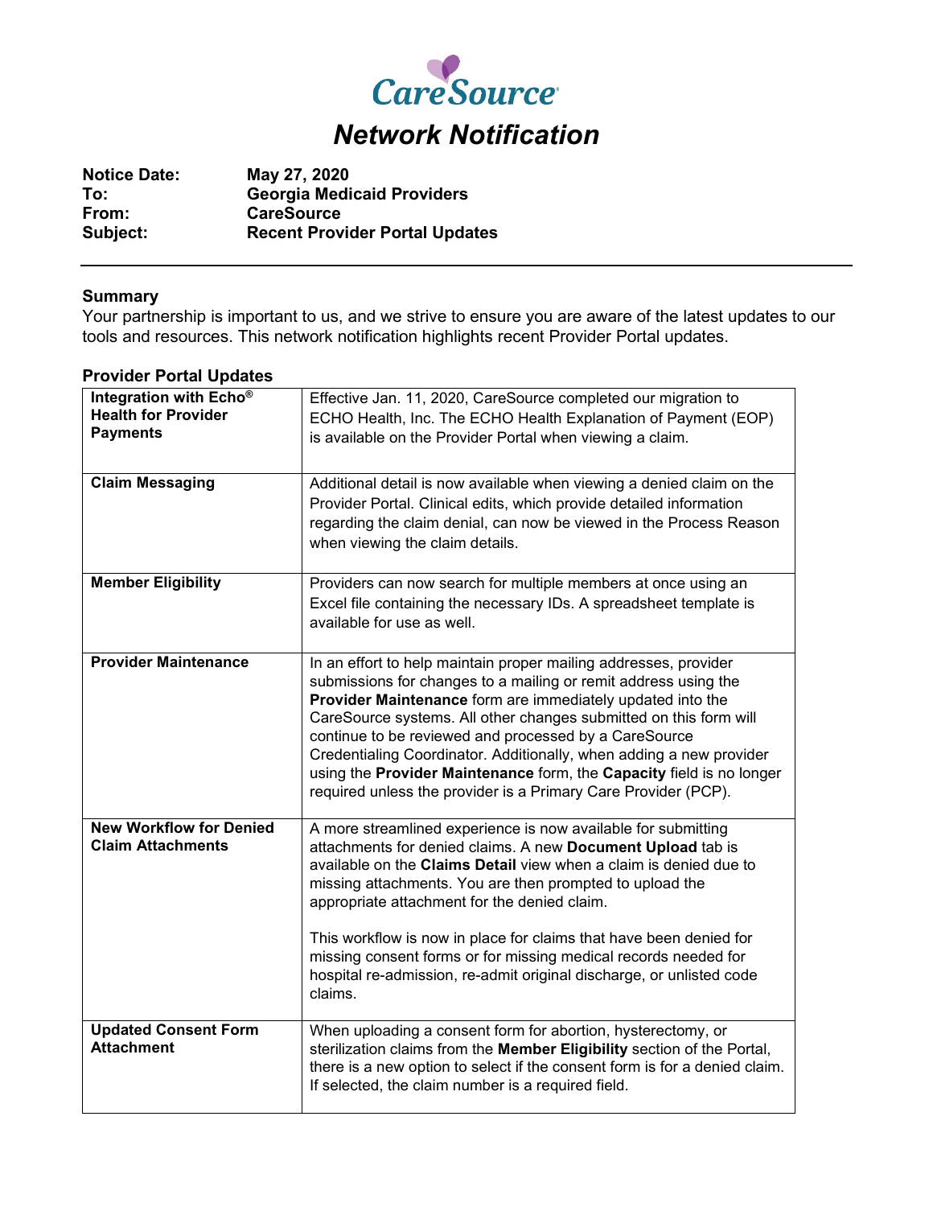CareSource

# Network Notification

**Notice Date:** May 27, 2020
**To:** Georgia Medicaid Providers
**From:** CareSource
**Subject:** Recent Provider Portal Updates

---

### Summary

Your partnership is important to us, and we strive to ensure you are aware of the latest updates to our tools and resources. This network notification highlights recent Provider Portal updates.

### Provider Portal Updates

| | |
|---|---|
| **Integration with Echo® Health for Provider Payments** | Effective Jan. 11, 2020, CareSource completed our migration to ECHO Health, Inc. The ECHO Health Explanation of Payment (EOP) is available on the Provider Portal when viewing a claim. |
| **Claim Messaging** | Additional detail is now available when viewing a denied claim on the Provider Portal. Clinical edits, which provide detailed information regarding the claim denial, can now be viewed in the Process Reason when viewing the claim details. |
| **Member Eligibility** | Providers can now search for multiple members at once using an Excel file containing the necessary IDs. A spreadsheet template is available for use as well. |
| **Provider Maintenance** | In an effort to help maintain proper mailing addresses, provider submissions for changes to a mailing or remit address using the **Provider Maintenance** form are immediately updated into the CareSource systems. All other changes submitted on this form will continue to be reviewed and processed by a CareSource Credentialing Coordinator. Additionally, when adding a new provider using the **Provider Maintenance** form, the **Capacity** field is no longer required unless the provider is a Primary Care Provider (PCP). |
| **New Workflow for Denied Claim Attachments** | A more streamlined experience is now available for submitting attachments for denied claims. A new **Document Upload** tab is available on the **Claims Detail** view when a claim is denied due to missing attachments. You are then prompted to upload the appropriate attachment for the denied claim.<br><br>This workflow is now in place for claims that have been denied for missing consent forms or for missing medical records needed for hospital re-admission, re-admit original discharge, or unlisted code claims. |
| **Updated Consent Form Attachment** | When uploading a consent form for abortion, hysterectomy, or sterilization claims from the **Member Eligibility** section of the Portal, there is a new option to select if the consent form is for a denied claim. If selected, the claim number is a required field. |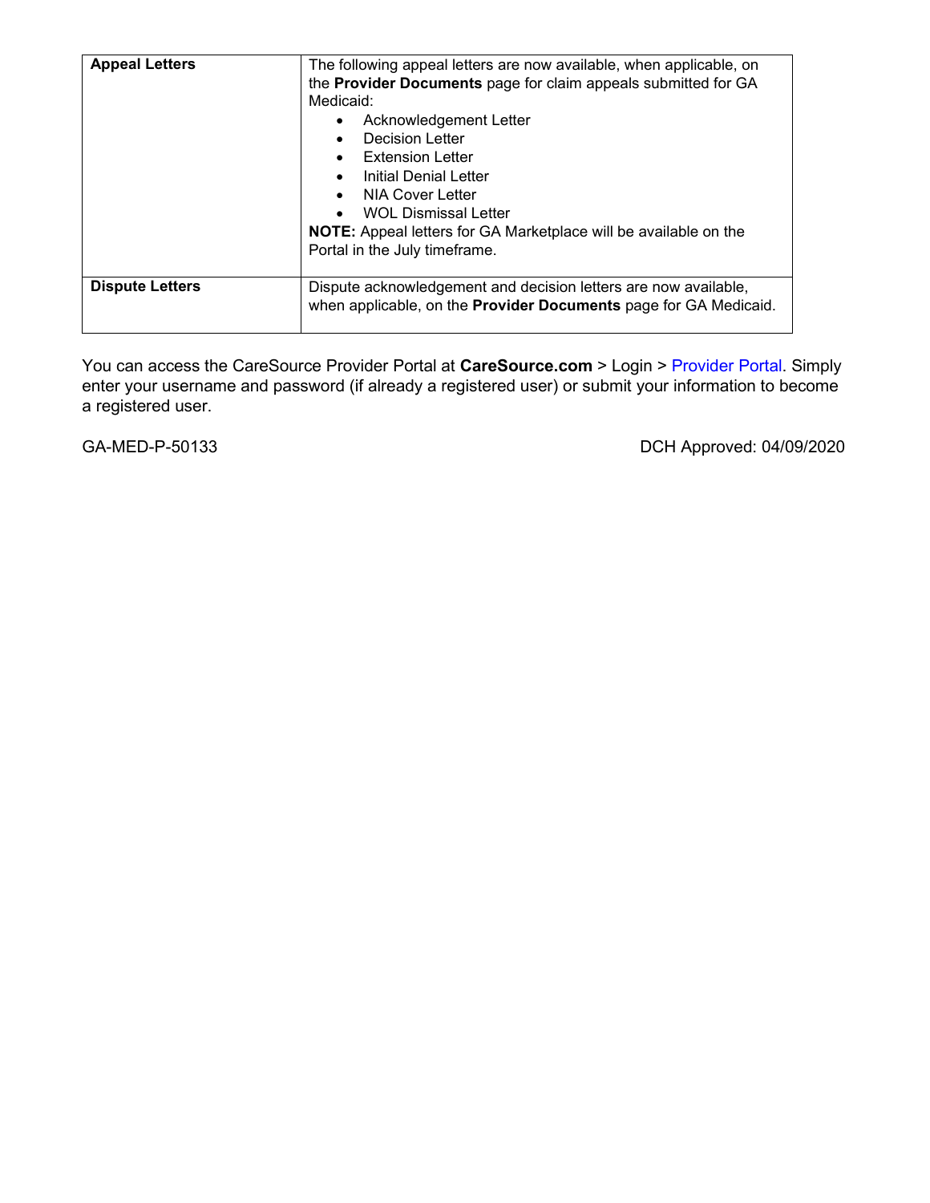| | |
|---|---|
| **Appeal Letters** | The following appeal letters are now available, when applicable, on the **Provider Documents** page for claim appeals submitted for GA Medicaid:<br>• Acknowledgement Letter<br>• Decision Letter<br>• Extension Letter<br>• Initial Denial Letter<br>• NIA Cover Letter<br>• WOL Dismissal Letter<br>**NOTE:** Appeal letters for GA Marketplace will be available on the Portal in the July timeframe. |
| **Dispute Letters** | Dispute acknowledgement and decision letters are now available, when applicable, on the **Provider Documents** page for GA Medicaid. |

You can access the CareSource Provider Portal at **CareSource.com** > Login > Provider Portal. Simply enter your username and password (if already a registered user) or submit your information to become a registered user.

GA-MED-P-50133 DCH Approved: 04/09/2020